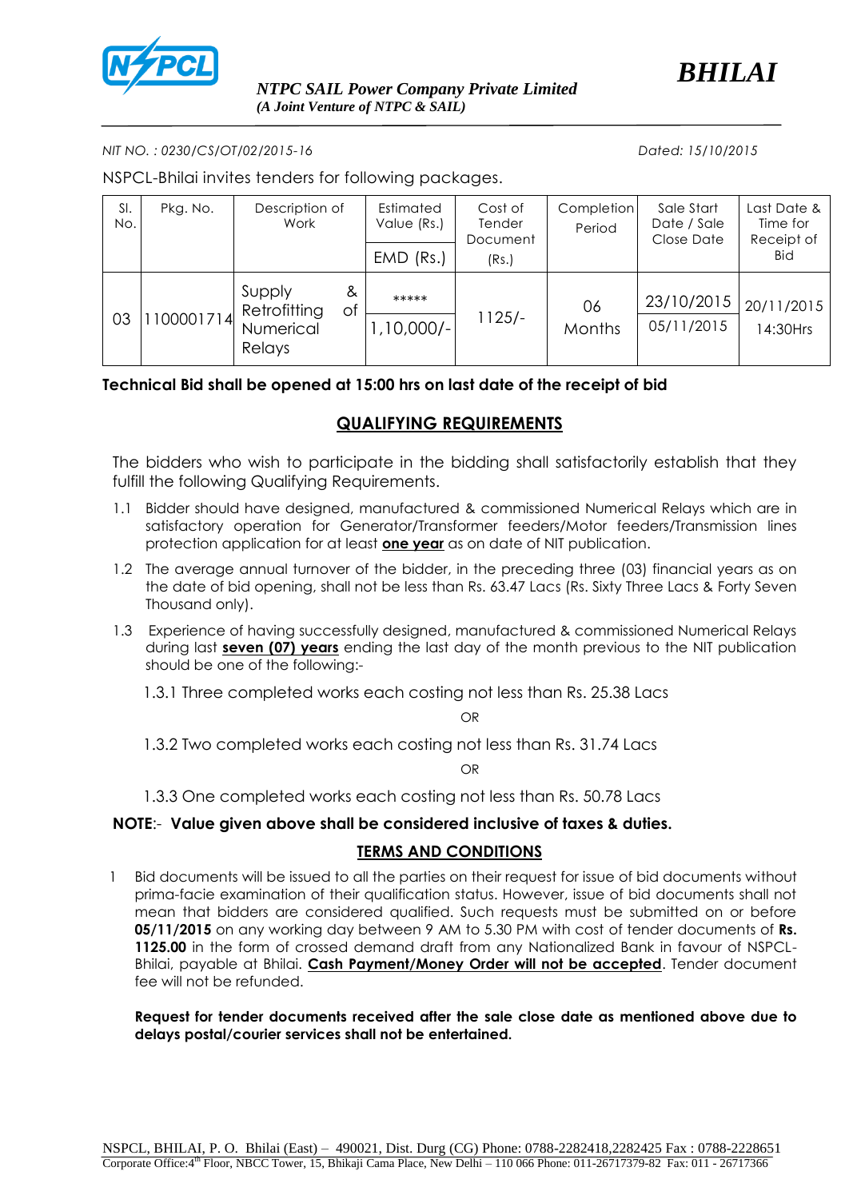NTPC SAIL Power Company Private Limited
*(A Joint Venture of NTPC & SAIL)*

***BHILAI***

*NIT NO. : 0230/CS/OT/02/2015-16* *Dated: 15/10/2015*

NSPCL-Bhilai invites tenders for following packages.

| Sl. No. | Pkg. No. | Description of Work | Estimated Value (Rs.) / EMD (Rs.) | Cost of Tender Document (Rs.) | Completion Period | Sale Start Date / Sale Close Date | Last Date & Time for Receipt of Bid |
|---|---|---|---|---|---|---|---|
| 03 | 1100001714 | Supply & Retrofitting of Numerical Relays | ***** / 1,10,000/- | 1125/- | 06 Months | 23/10/2015 / 05/11/2015 | 20/11/2015 14:30Hrs |

**Technical Bid shall be opened at 15:00 hrs on last date of the receipt of bid**

## QUALIFYING REQUIREMENTS

The bidders who wish to participate in the bidding shall satisfactorily establish that they fulfill the following Qualifying Requirements.

1.1 Bidder should have designed, manufactured & commissioned Numerical Relays which are in satisfactory operation for Generator/Transformer feeders/Motor feeders/Transmission lines protection application for at least **one year** as on date of NIT publication.

1.2 The average annual turnover of the bidder, in the preceding three (03) financial years as on the date of bid opening, shall not be less than Rs. 63.47 Lacs (Rs. Sixty Three Lacs & Forty Seven Thousand only).

1.3 Experience of having successfully designed, manufactured & commissioned Numerical Relays during last **seven (07) years** ending the last day of the month previous to the NIT publication should be one of the following:-

1.3.1 Three completed works each costing not less than Rs. 25.38 Lacs

OR

1.3.2 Two completed works each costing not less than Rs. 31.74 Lacs

OR

1.3.3 One completed works each costing not less than Rs. 50.78 Lacs

**NOTE**:- **Value given above shall be considered inclusive of taxes & duties.**

## TERMS AND CONDITIONS

1 Bid documents will be issued to all the parties on their request for issue of bid documents without prima-facie examination of their qualification status. However, issue of bid documents shall not mean that bidders are considered qualified. Such requests must be submitted on or before **05/11/2015** on any working day between 9 AM to 5.30 PM with cost of tender documents of **Rs. 1125.00** in the form of crossed demand draft from any Nationalized Bank in favour of NSPCL-Bhilai, payable at Bhilai. **Cash Payment/Money Order will not be accepted**. Tender document fee will not be refunded.

**Request for tender documents received after the sale close date as mentioned above due to delays postal/courier services shall not be entertained.**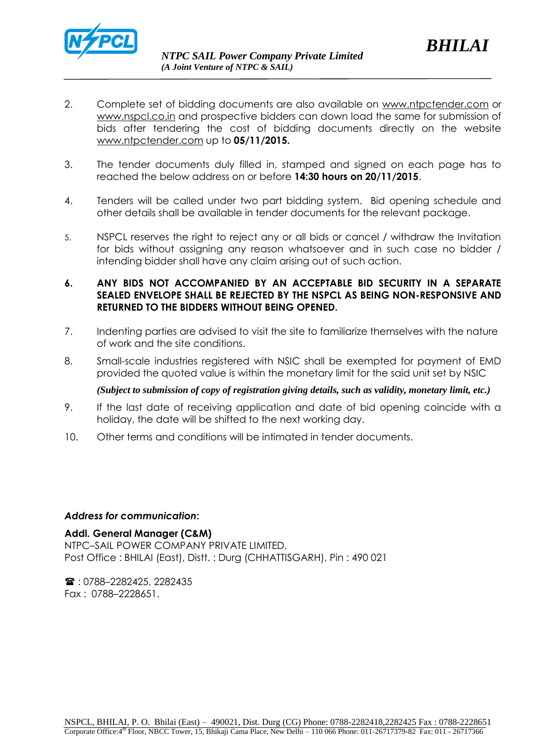2. Complete set of bidding documents are also available on www.ntpctender.com or www.nspcl.co.in and prospective bidders can down load the same for submission of bids after tendering the cost of bidding documents directly on the website www.ntpctender.com up to **05/11/2015.**

3. The tender documents duly filled in, stamped and signed on each page has to reached the below address on or before **14:30 hours on 20/11/2015**.

4. Tenders will be called under two part bidding system. Bid opening schedule and other details shall be available in tender documents for the relevant package.

5. NSPCL reserves the right to reject any or all bids or cancel / withdraw the Invitation for bids without assigning any reason whatsoever and in such case no bidder / intending bidder shall have any claim arising out of such action.

6. **ANY BIDS NOT ACCOMPANIED BY AN ACCEPTABLE BID SECURITY IN A SEPARATE SEALED ENVELOPE SHALL BE REJECTED BY THE NSPCL AS BEING NON-RESPONSIVE AND RETURNED TO THE BIDDERS WITHOUT BEING OPENED.**

7. Indenting parties are advised to visit the site to familiarize themselves with the nature of work and the site conditions.

8. Small-scale industries registered with NSIC shall be exempted for payment of EMD provided the quoted value is within the monetary limit for the said unit set by NSIC

   ***(Subject to submission of copy of registration giving details, such as validity, monetary limit, etc.)***

9. If the last date of receiving application and date of bid opening coincide with a holiday, the date will be shifted to the next working day.

10. Other terms and conditions will be intimated in tender documents.

***Address for communication*:**

**Addl. General Manager (C&M)**
NTPC–SAIL POWER COMPANY PRIVATE LIMITED,
Post Office : BHILAI (East), Distt. : Durg (CHHATTISGARH), Pin : 490 021

☎ : 0788–2282425, 2282435
Fax : 0788–2228651.